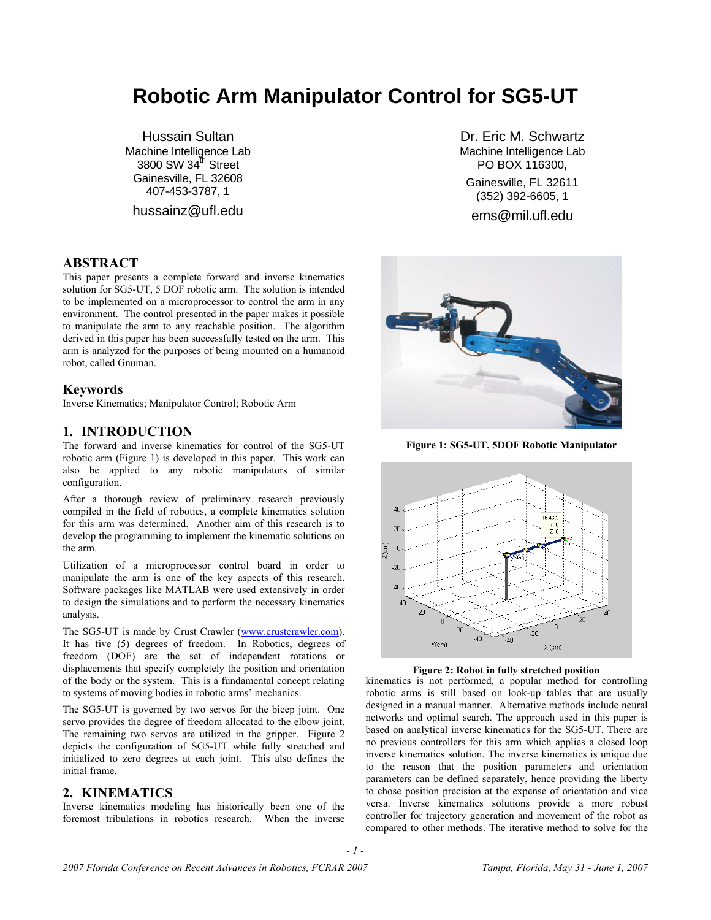# Robotic Arm Manipulator Control for SG5-UT

Hussain Sultan
Machine Intelligence Lab
3800 SW 34th Street
Gainesville, FL 32608
407-453-3787, 1
hussainz@ufl.edu

Dr. Eric M. Schwartz
Machine Intelligence Lab
PO BOX 116300,
Gainesville, FL 32611
(352) 392-6605, 1
ems@mil.ufl.edu

## ABSTRACT

This paper presents a complete forward and inverse kinematics solution for SG5-UT, 5 DOF robotic arm. The solution is intended to be implemented on a microprocessor to control the arm in any environment. The control presented in the paper makes it possible to manipulate the arm to any reachable position. The algorithm derived in this paper has been successfully tested on the arm. This arm is analyzed for the purposes of being mounted on a humanoid robot, called Gnuman.

## Keywords

Inverse Kinematics; Manipulator Control; Robotic Arm

## 1. INTRODUCTION

The forward and inverse kinematics for control of the SG5-UT robotic arm (Figure 1) is developed in this paper. This work can also be applied to any robotic manipulators of similar configuration.

After a thorough review of preliminary research previously compiled in the field of robotics, a complete kinematics solution for this arm was determined. Another aim of this research is to develop the programming to implement the kinematic solutions on the arm.

Utilization of a microprocessor control board in order to manipulate the arm is one of the key aspects of this research. Software packages like MATLAB were used extensively in order to design the simulations and to perform the necessary kinematics analysis.

The SG5-UT is made by Crust Crawler (www.crustcrawler.com). It has five (5) degrees of freedom. In Robotics, degrees of freedom (DOF) are the set of independent rotations or displacements that specify completely the position and orientation of the body or the system. This is a fundamental concept relating to systems of moving bodies in robotic arms' mechanics.

The SG5-UT is governed by two servos for the bicep joint. One servo provides the degree of freedom allocated to the elbow joint. The remaining two servos are utilized in the gripper. Figure 2 depicts the configuration of SG5-UT while fully stretched and initialized to zero degrees at each joint. This also defines the initial frame.

**Figure 1: SG5-UT, 5DOF Robotic Manipulator**

**Figure 2: Robot in fully stretched position**

## 2. KINEMATICS

Inverse kinematics modeling has historically been one of the foremost tribulations in robotics research. When the inverse kinematics is not performed, a popular method for controlling robotic arms is still based on look-up tables that are usually designed in a manual manner. Alternative methods include neural networks and optimal search. The approach used in this paper is based on analytical inverse kinematics for the SG5-UT. There are no previous controllers for this arm which applies a closed loop inverse kinematics solution. The inverse kinematics is unique due to the reason that the position parameters and orientation parameters can be defined separately, hence providing the liberty to chose position precision at the expense of orientation and vice versa. Inverse kinematics solutions provide a more robust controller for trajectory generation and movement of the robot as compared to other methods. The iterative method to solve for the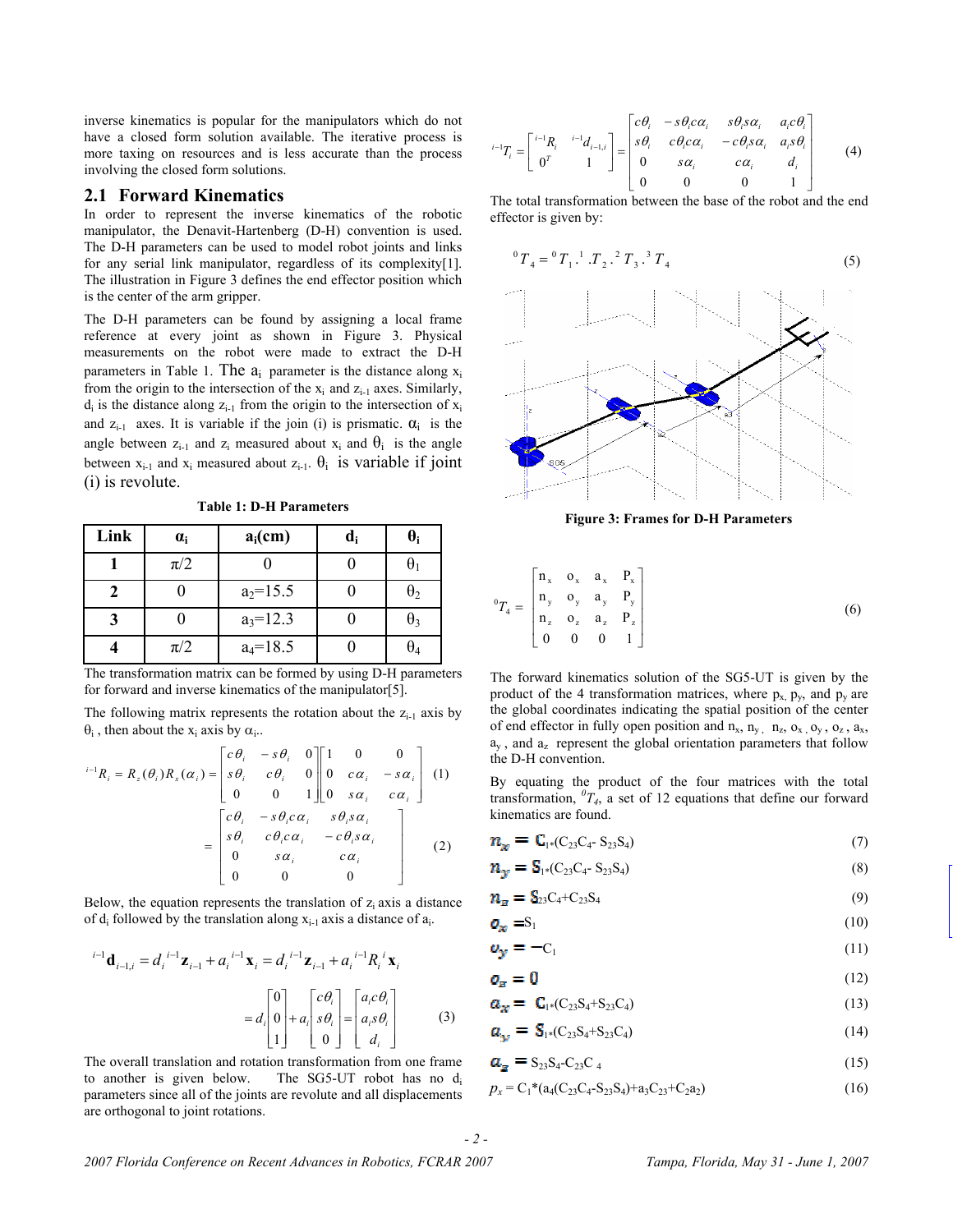inverse kinematics is popular for the manipulators which do not have a closed form solution available. The iterative process is more taxing on resources and is less accurate than the process involving the closed form solutions.

## 2.1 Forward Kinematics

In order to represent the inverse kinematics of the robotic manipulator, the Denavit-Hartenberg (D-H) convention is used. The D-H parameters can be used to model robot joints and links for any serial link manipulator, regardless of its complexity[1]. The illustration in Figure 3 defines the end effector position which is the center of the arm gripper.

The D-H parameters can be found by assigning a local frame reference at every joint as shown in Figure 3. Physical measurements on the robot were made to extract the D-H parameters in Table 1. The $a_i$ parameter is the distance along $x_i$ from the origin to the intersection of the $x_i$ and $z_{i-1}$ axes. Similarly, $d_i$ is the distance along $z_{i-1}$ from the origin to the intersection of $x_i$ and $z_{i-1}$ axes. It is variable if the join (i) is prismatic. $\alpha_i$ is the angle between $z_{i-1}$ and $z_i$ measured about $x_i$ and $\theta_i$ is the angle between $x_{i-1}$ and $x_i$ measured about $z_{i-1}$. $\theta_i$ is variable if joint (i) is revolute.

**Table 1: D-H Parameters**

| Link | $\alpha_i$ | $a_i$(cm) | $d_i$ | $\theta_i$ |
|---|---|---|---|---|
| 1 | $\pi/2$ | 0 | 0 | $\theta_1$ |
| 2 | 0 | $a_2$=15.5 | 0 | $\theta_2$ |
| 3 | 0 | $a_3$=12.3 | 0 | $\theta_3$ |
| 4 | $\pi/2$ | $a_4$=18.5 | 0 | $\theta_4$ |

The transformation matrix can be formed by using D-H parameters for forward and inverse kinematics of the manipulator[5].

The following matrix represents the rotation about the $z_{i-1}$ axis by $\theta_i$, then about the $x_i$ axis by $\alpha_i$..

$$^{i-1}R_i = R_z(\theta_i)R_x(\alpha_i) = \begin{bmatrix} c\theta_i & -s\theta_i & 0 \\ s\theta_i & c\theta_i & 0 \\ 0 & 0 & 1 \end{bmatrix}\begin{bmatrix} 1 & 0 & 0 \\ 0 & c\alpha_i & -s\alpha_i \\ 0 & s\alpha_i & c\alpha_i \end{bmatrix} \quad (1)$$

$$= \begin{bmatrix} c\theta_i & -s\theta_i c\alpha_i & s\theta_i s\alpha_i \\ s\theta_i & c\theta_i c\alpha_i & -c\theta_i s\alpha_i \\ 0 & s\alpha_i & c\alpha_i \\ 0 & 0 & 0 \end{bmatrix} \quad (2)$$

Below, the equation represents the translation of $z_i$ axis a distance of $d_i$ followed by the translation along $x_{i-1}$ axis a distance of $a_i$.

$$^{i-1}\mathbf{d}_{i-1,i} = d_i\,^{i-1}\mathbf{z}_{i-1} + a_i\,^{i-1}\mathbf{x}_i = d_i\,^{i-1}\mathbf{z}_{i-1} + a_i\,^{i-1}R_i\,^{i}\mathbf{x}_i$$

$$= d_i\begin{bmatrix} 0 \\ 0 \\ 1 \end{bmatrix} + a_i\begin{bmatrix} c\theta_i \\ s\theta_i \\ 0 \end{bmatrix} = \begin{bmatrix} a_i c\theta_i \\ a_i s\theta_i \\ d_i \end{bmatrix} \quad (3)$$

The overall translation and rotation transformation from one frame to another is given below. The SG5-UT robot has no $d_i$ parameters since all of the joints are revolute and all displacements are orthogonal to joint rotations.

$$^{i-1}T_i = \begin{bmatrix} ^{i-1}R_i & ^{i-1}d_{i-1,i} \\ 0^T & 1 \end{bmatrix} = \begin{bmatrix} c\theta_i & -s\theta_i c\alpha_i & s\theta_i s\alpha_i & a_i c\theta_i \\ s\theta_i & c\theta_i c\alpha_i & -c\theta_i s\alpha_i & a_i s\theta_i \\ 0 & s\alpha_i & c\alpha_i & d_i \\ 0 & 0 & 0 & 1 \end{bmatrix} \quad (4)$$

The total transformation between the base of the robot and the end effector is given by:

$$^0T_4 = {}^0T_1 . {}^1T_2 . {}^2T_3 . {}^3T_4 \quad (5)$$

**Figure 3: Frames for D-H Parameters**

$$^0T_4 = \begin{bmatrix} n_x & o_x & a_x & P_x \\ n_y & o_y & a_y & P_y \\ n_z & o_z & a_z & P_z \\ 0 & 0 & 0 & 1 \end{bmatrix} \quad (6)$$

The forward kinematics solution of the SG5-UT is given by the product of the 4 transformation matrices, where $p_x$, $p_y$, and $p_y$ are the global coordinates indicating the spatial position of the center of end effector in fully open position and $n_x$, $n_y$, $n_z$, $o_x$, $o_y$, $o_z$, $a_x$, $a_y$, and $a_z$ represent the global orientation parameters that follow the D-H convention.

By equating the product of the four matrices with the total transformation, $^0T_4$, a set of 12 equations that define our forward kinematics are found.

$$n_x = C_1*(C_{23}C_4 - S_{23}S_4) \quad (7)$$

$$n_y = S_1*(C_{23}C_4 - S_{23}S_4) \quad (8)$$

$$n_z = S_{23}C_4 + C_{23}S_4 \quad (9)$$

$$o_x = S_1 \quad (10)$$

$$o_y = -C_1 \quad (11)$$

$$o_z = 0 \quad (12)$$

$$a_x = C_1*(C_{23}S_4 + S_{23}C_4) \quad (13)$$

$$a_y = S_1*(C_{23}S_4 + S_{23}C_4) \quad (14)$$

$$a_z = S_{23}S_4 - C_{23}C_4 \quad (15)$$

$$p_x = C_1*(a_4(C_{23}C_4 - S_{23}S_4) + a_3C_{23} + C_2a_2) \quad (16)$$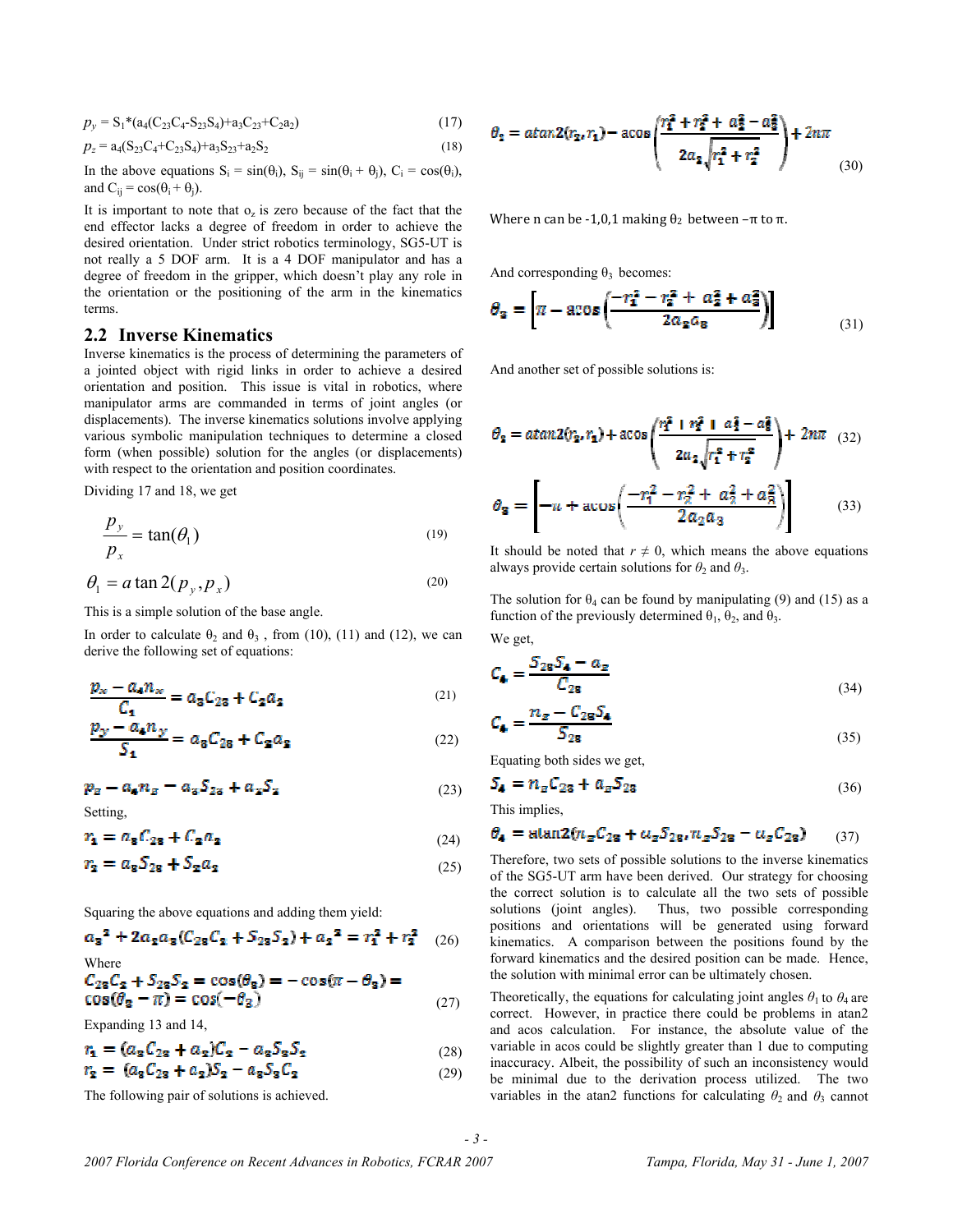$p_y$ = $S_1$*($a_4$($C_{23}C_4$-$S_{23}S_4$)+$a_3C_{23}$+$C_2a_2$) (17)

$p_z$ = $a_4$($S_{23}C_4$+$C_{23}S_4$)+$a_3S_{23}$+$a_2S_2$ (18)

In the above equations $S_i = \sin(\theta_i)$, $S_{ij} = \sin(\theta_i + \theta_j)$, $C_i = \cos(\theta_i)$, and $C_{ij} = \cos(\theta_i + \theta_j)$.

It is important to note that $o_z$ is zero because of the fact that the end effector lacks a degree of freedom in order to achieve the desired orientation. Under strict robotics terminology, SG5-UT is not really a 5 DOF arm. It is a 4 DOF manipulator and has a degree of freedom in the gripper, which doesn't play any role in the orientation or the positioning of the arm in the kinematics terms.

## 2.2 Inverse Kinematics

Inverse kinematics is the process of determining the parameters of a jointed object with rigid links in order to achieve a desired orientation and position. This issue is vital in robotics, where manipulator arms are commanded in terms of joint angles (or displacements). The inverse kinematics solutions involve applying various symbolic manipulation techniques to determine a closed form (when possible) solution for the angles (or displacements) with respect to the orientation and position coordinates.

Dividing 17 and 18, we get

$$\frac{p_y}{p_x} = \tan(\theta_1) \quad (19)$$

$$\theta_1 = a\tan 2(p_y, p_x) \quad (20)$$

This is a simple solution of the base angle.

In order to calculate $\theta_2$ and $\theta_3$ , from (10), (11) and (12), we can derive the following set of equations:

$$\frac{p_x - a_4 n_x}{C_1} = a_3 C_{23} + C_2 a_2 \quad (21)$$

$$\frac{p_y - a_4 n_y}{S_1} = a_3 C_{23} + C_2 a_2 \quad (22)$$

$$p_z - a_4 n_z = a_3 S_{23} + a_2 S_2 \quad (23)$$

Setting,

$$r_1 = a_3 C_{23} + C_2 a_2 \quad (24)$$

$$r_2 = a_3 S_{23} + S_2 a_2 \quad (25)$$

Squaring the above equations and adding them yield:

$$a_3^2 + 2a_2 a_3 (C_{23} C_2 + S_{23} S_2) + a_2^2 = r_1^2 + r_2^2 \quad (26)$$

Where

$$C_{23}C_2 + S_{23}S_2 = \cos(\theta_3) = -\cos(\pi - \theta_3) = \cos(\theta_3 - \pi) = \cos(-\theta_3) \quad (27)$$

Expanding 13 and 14,

$$r_1 = (a_3 C_{23} + a_2)C_2 - a_3 S_3 S_2 \quad (28)$$

$$r_2 = (a_3 C_{23} + a_2)S_2 - a_3 S_3 C_2 \quad (29)$$

The following pair of solutions is achieved.

$$\theta_2 = atan2(r_2, r_1) - \text{acos}\left(\frac{r_1^2 + r_2^2 + a_2^2 - a_3^2}{2a_2\sqrt{r_1^2 + r_2^2}}\right) + 2n\pi \quad (30)$$

Where n can be -1,0,1 making $\theta_2$ between $-\pi$ to $\pi$.

And corresponding $\theta_3$ becomes:

$$\theta_3 = \left[\pi - \text{acos}\left(\frac{-r_1^2 - r_2^2 + a_2^2 + a_3^2}{2a_2 a_3}\right)\right] \quad (31)$$

And another set of possible solutions is:

$$\theta_2 = atan2(r_2, r_1) + \text{acos}\left(\frac{r_1^2 + r_2^2 + a_2^2 - a_3^2}{2a_2\sqrt{r_1^2 + r_2^2}}\right) + 2n\pi \quad (32)$$

$$\theta_3 = \left[-\pi + \text{acos}\left(\frac{-r_1^2 - r_2^2 + a_2^2 + a_3^2}{2a_2 a_3}\right)\right] \quad (33)$$

It should be noted that $r \neq 0$, which means the above equations always provide certain solutions for $\theta_2$ and $\theta_3$.

The solution for $\theta_4$ can be found by manipulating (9) and (15) as a function of the previously determined $\theta_1$, $\theta_2$, and $\theta_3$.

We get,

$$C_4 = \frac{S_{23}S_4 - a_z}{C_{23}} \quad (34)$$

$$C_4 = \frac{n_z - C_{23}S_4}{S_{23}} \quad (35)$$

Equating both sides we get,

$$S_4 = n_z C_{23} + a_z S_{23} \quad (36)$$

This implies,

$$\theta_4 = \text{atan2}(n_z C_{23} + a_z S_{23}, n_z S_{23} - a_z C_{23}) \quad (37)$$

Therefore, two sets of possible solutions to the inverse kinematics of the SG5-UT arm have been derived. Our strategy for choosing the correct solution is to calculate all the two sets of possible solutions (joint angles). Thus, two possible corresponding positions and orientations will be generated using forward kinematics. A comparison between the positions found by the forward kinematics and the desired position can be made. Hence, the solution with minimal error can be ultimately chosen.

Theoretically, the equations for calculating joint angles $\theta_1$ to $\theta_4$ are correct. However, in practice there could be problems in atan2 and acos calculation. For instance, the absolute value of the variable in acos could be slightly greater than 1 due to computing inaccuracy. Albeit, the possibility of such an inconsistency would be minimal due to the derivation process utilized. The two variables in the atan2 functions for calculating $\theta_2$ and $\theta_3$ cannot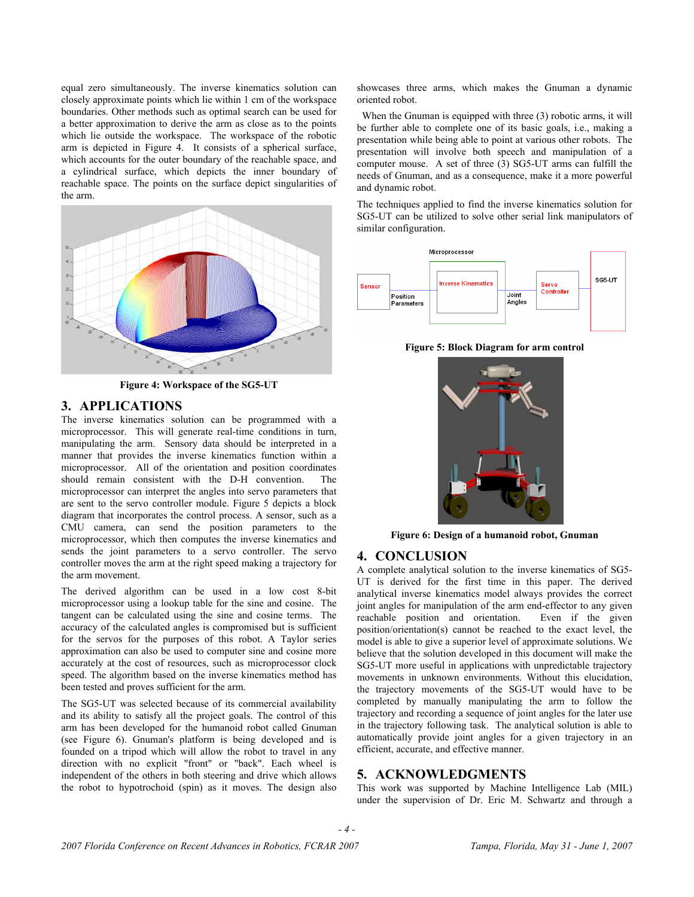equal zero simultaneously. The inverse kinematics solution can closely approximate points which lie within 1 cm of the workspace boundaries. Other methods such as optimal search can be used for a better approximation to derive the arm as close as to the points which lie outside the workspace. The workspace of the robotic arm is depicted in Figure 4. It consists of a spherical surface, which accounts for the outer boundary of the reachable space, and a cylindrical surface, which depicts the inner boundary of reachable space. The points on the surface depict singularities of the arm.

**Figure 4: Workspace of the SG5-UT**

## 3. APPLICATIONS

The inverse kinematics solution can be programmed with a microprocessor. This will generate real-time conditions in turn, manipulating the arm. Sensory data should be interpreted in a manner that provides the inverse kinematics function within a microprocessor. All of the orientation and position coordinates should remain consistent with the D-H convention. The microprocessor can interpret the angles into servo parameters that are sent to the servo controller module. Figure 5 depicts a block diagram that incorporates the control process. A sensor, such as a CMU camera, can send the position parameters to the microprocessor, which then computes the inverse kinematics and sends the joint parameters to a servo controller. The servo controller moves the arm at the right speed making a trajectory for the arm movement.

The derived algorithm can be used in a low cost 8-bit microprocessor using a lookup table for the sine and cosine. The tangent can be calculated using the sine and cosine terms. The accuracy of the calculated angles is compromised but is sufficient for the servos for the purposes of this robot. A Taylor series approximation can also be used to computer sine and cosine more accurately at the cost of resources, such as microprocessor clock speed. The algorithm based on the inverse kinematics method has been tested and proves sufficient for the arm.

The SG5-UT was selected because of its commercial availability and its ability to satisfy all the project goals. The control of this arm has been developed for the humanoid robot called Gnuman (see Figure 6). Gnuman's platform is being developed and is founded on a tripod which will allow the robot to travel in any direction with no explicit "front" or "back". Each wheel is independent of the others in both steering and drive which allows the robot to hypotrochoid (spin) as it moves. The design also showcases three arms, which makes the Gnuman a dynamic oriented robot.

When the Gnuman is equipped with three (3) robotic arms, it will be further able to complete one of its basic goals, i.e., making a presentation while being able to point at various other robots. The presentation will involve both speech and manipulation of a computer mouse. A set of three (3) SG5-UT arms can fulfill the needs of Gnuman, and as a consequence, make it a more powerful and dynamic robot.

The techniques applied to find the inverse kinematics solution for SG5-UT can be utilized to solve other serial link manipulators of similar configuration.

**Figure 5: Block Diagram for arm control**

**Figure 6: Design of a humanoid robot, Gnuman**

## 4. CONCLUSION

A complete analytical solution to the inverse kinematics of SG5-UT is derived for the first time in this paper. The derived analytical inverse kinematics model always provides the correct joint angles for manipulation of the arm end-effector to any given reachable position and orientation. Even if the given position/orientation(s) cannot be reached to the exact level, the model is able to give a superior level of approximate solutions. We believe that the solution developed in this document will make the SG5-UT more useful in applications with unpredictable trajectory movements in unknown environments. Without this elucidation, the trajectory movements of the SG5-UT would have to be completed by manually manipulating the arm to follow the trajectory and recording a sequence of joint angles for the later use in the trajectory following task. The analytical solution is able to automatically provide joint angles for a given trajectory in an efficient, accurate, and effective manner.

## 5. ACKNOWLEDGMENTS

This work was supported by Machine Intelligence Lab (MIL) under the supervision of Dr. Eric M. Schwartz and through a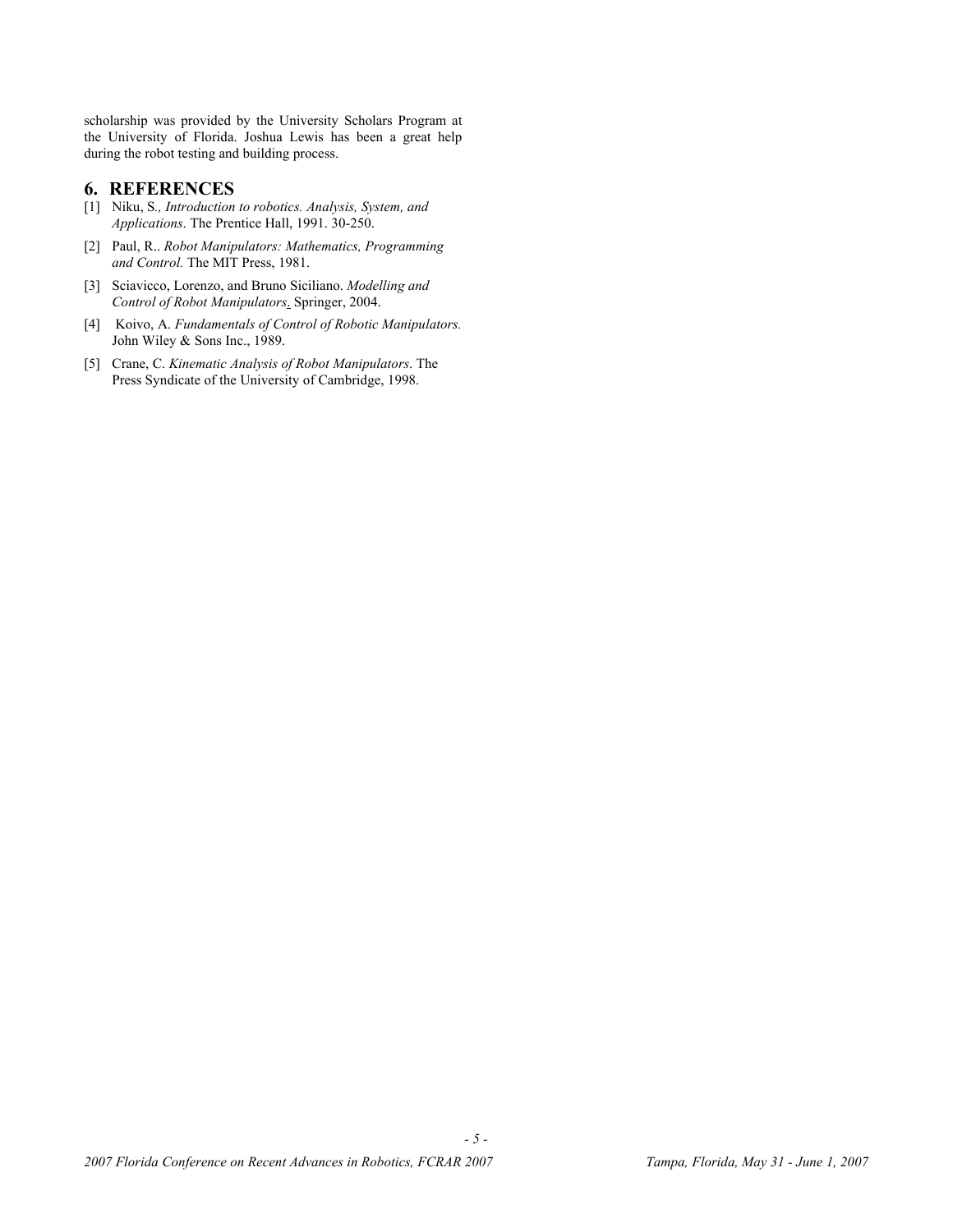scholarship was provided by the University Scholars Program at the University of Florida. Joshua Lewis has been a great help during the robot testing and building process.

## 6. REFERENCES

[1] Niku, S., *Introduction to robotics. Analysis, System, and Applications*. The Prentice Hall, 1991. 30-250.

[2] Paul, R.. *Robot Manipulators: Mathematics, Programming and Control.* The MIT Press, 1981.

[3] Sciavicco, Lorenzo, and Bruno Siciliano. *Modelling and Control of Robot Manipulators*. Springer, 2004.

[4] Koivo, A. *Fundamentals of Control of Robotic Manipulators.* John Wiley & Sons Inc., 1989.

[5] Crane, C. *Kinematic Analysis of Robot Manipulators*. The Press Syndicate of the University of Cambridge, 1998.